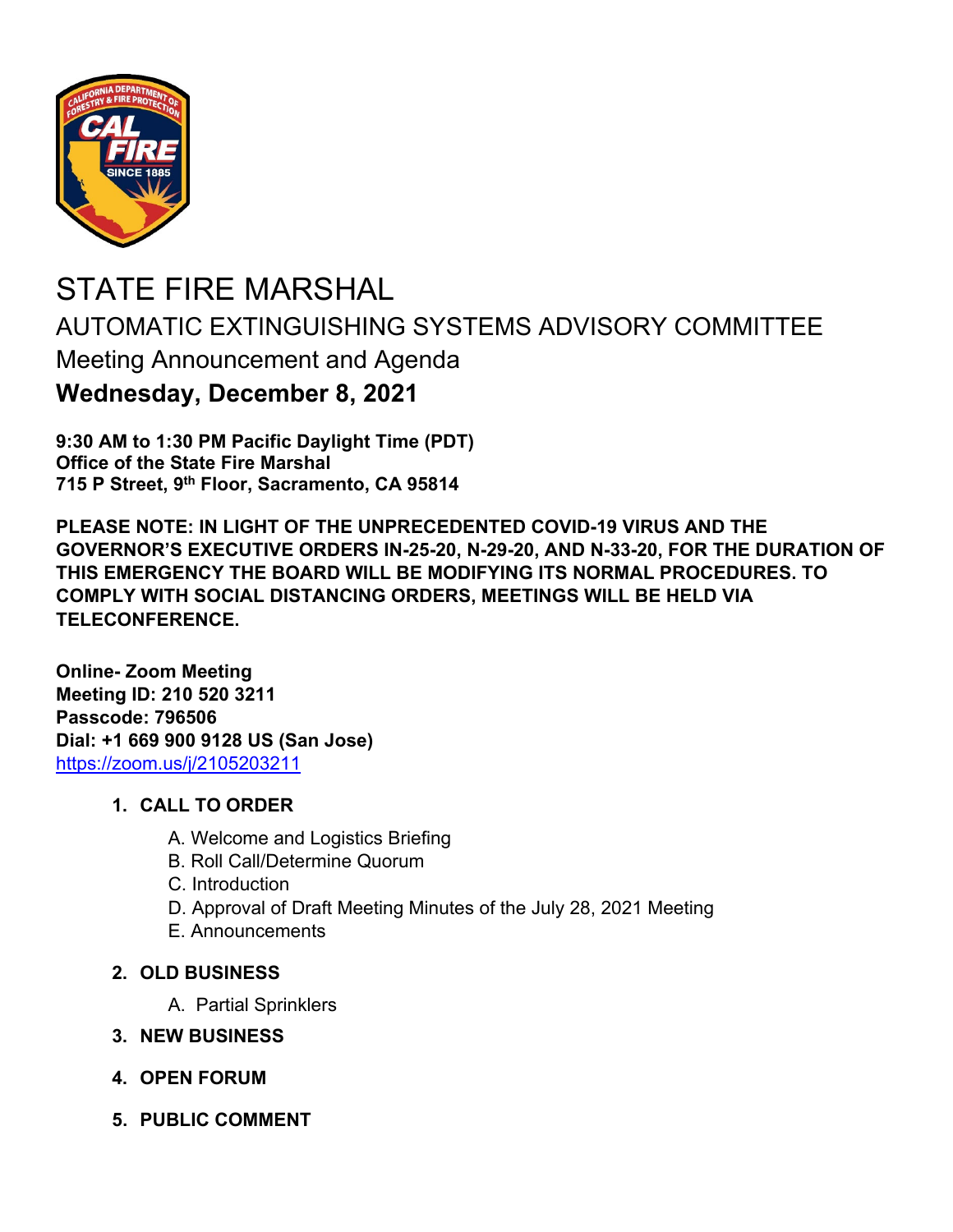# STATE FIRE MARSHAL

## AUTOMATIC EXTINGUISHING SYSTEMS ADVISORY COMMITTEE

Meeting Announcement and Agenda

**Wednesday, December 8, 2021**

**9:30 AM to 1:30 PM Pacific Daylight Time (PDT)**
**Office of the State Fire Marshal**
**715 P Street, 9th Floor, Sacramento, CA 95814**

**PLEASE NOTE: IN LIGHT OF THE UNPRECEDENTED COVID-19 VIRUS AND THE GOVERNOR'S EXECUTIVE ORDERS IN-25-20, N-29-20, AND N-33-20, FOR THE DURATION OF THIS EMERGENCY THE BOARD WILL BE MODIFYING ITS NORMAL PROCEDURES. TO COMPLY WITH SOCIAL DISTANCING ORDERS, MEETINGS WILL BE HELD VIA TELECONFERENCE.**

**Online- Zoom Meeting**
**Meeting ID: 210 520 3211**
**Passcode: 796506**
**Dial: +1 669 900 9128 US (San Jose)**
https://zoom.us/j/2105203211

1. **CALL TO ORDER**
   - A. Welcome and Logistics Briefing
   - B. Roll Call/Determine Quorum
   - C. Introduction
   - D. Approval of Draft Meeting Minutes of the July 28, 2021 Meeting
   - E. Announcements
2. **OLD BUSINESS**
   - A. Partial Sprinklers
3. **NEW BUSINESS**
4. **OPEN FORUM**
5. **PUBLIC COMMENT**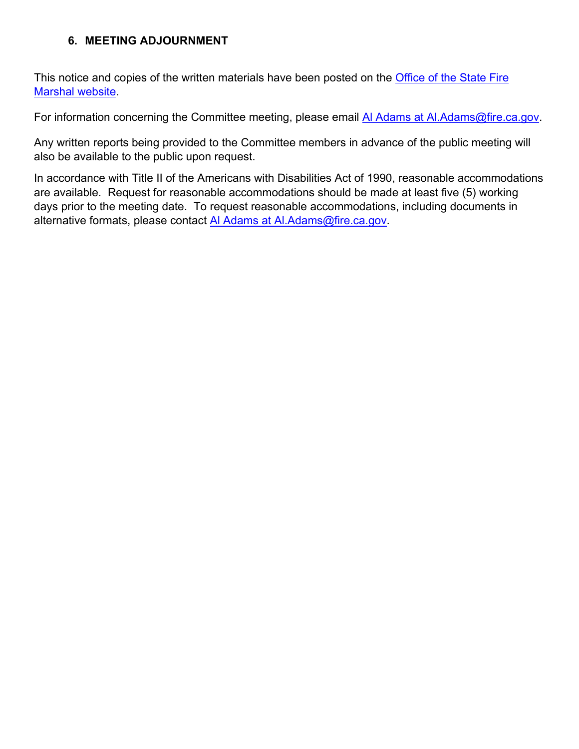## 6. MEETING ADJOURNMENT

This notice and copies of the written materials have been posted on the Office of the State Fire Marshal website.

For information concerning the Committee meeting, please email Al Adams at Al.Adams@fire.ca.gov.

Any written reports being provided to the Committee members in advance of the public meeting will also be available to the public upon request.

In accordance with Title II of the Americans with Disabilities Act of 1990, reasonable accommodations are available. Request for reasonable accommodations should be made at least five (5) working days prior to the meeting date. To request reasonable accommodations, including documents in alternative formats, please contact Al Adams at Al.Adams@fire.ca.gov.